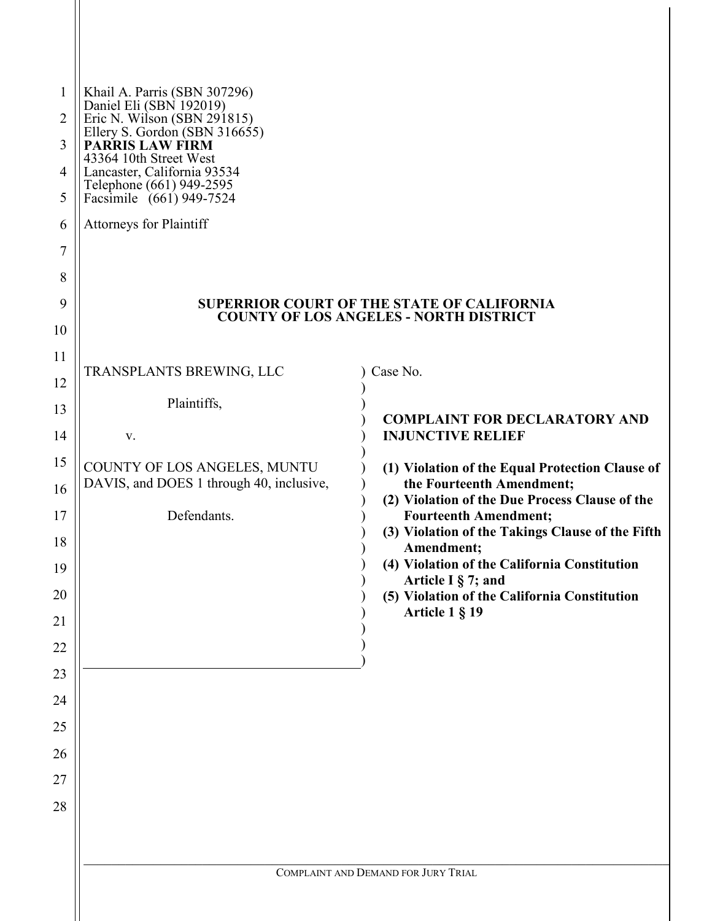Khail A. Parris (SBN 307296)
Daniel Eli (SBN 192019)
Eric N. Wilson (SBN 291815)
Ellery S. Gordon (SBN 316655)
**PARRIS LAW FIRM**
43364 10th Street West
Lancaster, California 93534
Telephone (661) 949-2595
Facsimile (661) 949-7524

Attorneys for Plaintiff

**SUPERRIOR COURT OF THE STATE OF CALIFORNIA**
**COUNTY OF LOS ANGELES - NORTH DISTRICT**

TRANSPLANTS BREWING, LLC

Plaintiffs,

v.

COUNTY OF LOS ANGELES, MUNTU DAVIS, and DOES 1 through 40, inclusive,

Defendants.

Case No.

**COMPLAINT FOR DECLARATORY AND INJUNCTIVE RELIEF**

**(1) Violation of the Equal Protection Clause of the Fourteenth Amendment;**
**(2) Violation of the Due Process Clause of the Fourteenth Amendment;**
**(3) Violation of the Takings Clause of the Fifth Amendment;**
**(4) Violation of the California Constitution Article I § 7; and**
**(5) Violation of the California Constitution Article 1 § 19**

COMPLAINT AND DEMAND FOR JURY TRIAL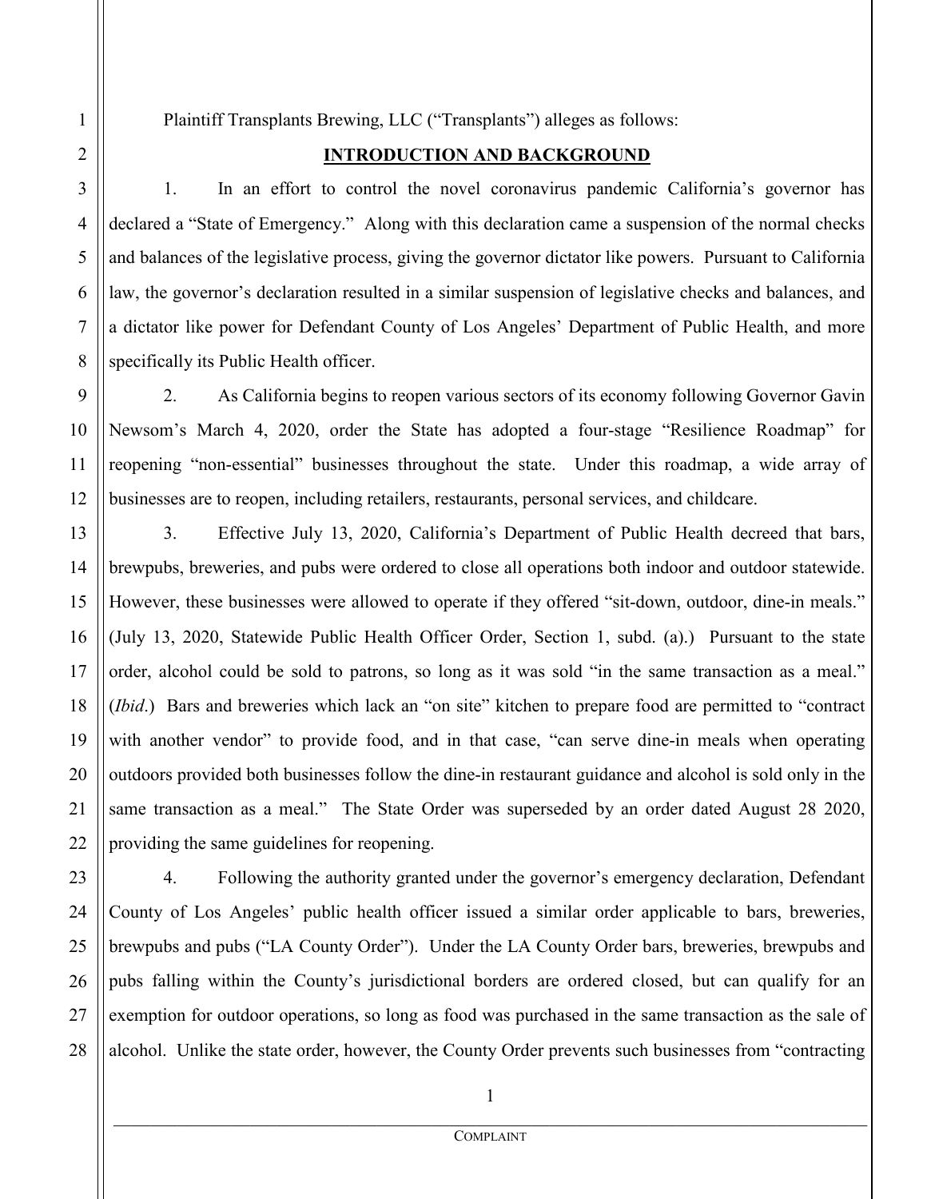Plaintiff Transplants Brewing, LLC ("Transplants") alleges as follows:

## INTRODUCTION AND BACKGROUND

1. In an effort to control the novel coronavirus pandemic California's governor has declared a "State of Emergency." Along with this declaration came a suspension of the normal checks and balances of the legislative process, giving the governor dictator like powers. Pursuant to California law, the governor's declaration resulted in a similar suspension of legislative checks and balances, and a dictator like power for Defendant County of Los Angeles' Department of Public Health, and more specifically its Public Health officer.

2. As California begins to reopen various sectors of its economy following Governor Gavin Newsom's March 4, 2020, order the State has adopted a four-stage "Resilience Roadmap" for reopening "non-essential" businesses throughout the state. Under this roadmap, a wide array of businesses are to reopen, including retailers, restaurants, personal services, and childcare.

3. Effective July 13, 2020, California's Department of Public Health decreed that bars, brewpubs, breweries, and pubs were ordered to close all operations both indoor and outdoor statewide. However, these businesses were allowed to operate if they offered "sit-down, outdoor, dine-in meals." (July 13, 2020, Statewide Public Health Officer Order, Section 1, subd. (a).) Pursuant to the state order, alcohol could be sold to patrons, so long as it was sold "in the same transaction as a meal." (*Ibid*.) Bars and breweries which lack an "on site" kitchen to prepare food are permitted to "contract with another vendor" to provide food, and in that case, "can serve dine-in meals when operating outdoors provided both businesses follow the dine-in restaurant guidance and alcohol is sold only in the same transaction as a meal." The State Order was superseded by an order dated August 28 2020, providing the same guidelines for reopening.

4. Following the authority granted under the governor's emergency declaration, Defendant County of Los Angeles' public health officer issued a similar order applicable to bars, breweries, brewpubs and pubs ("LA County Order"). Under the LA County Order bars, breweries, brewpubs and pubs falling within the County's jurisdictional borders are ordered closed, but can qualify for an exemption for outdoor operations, so long as food was purchased in the same transaction as the sale of alcohol. Unlike the state order, however, the County Order prevents such businesses from "contracting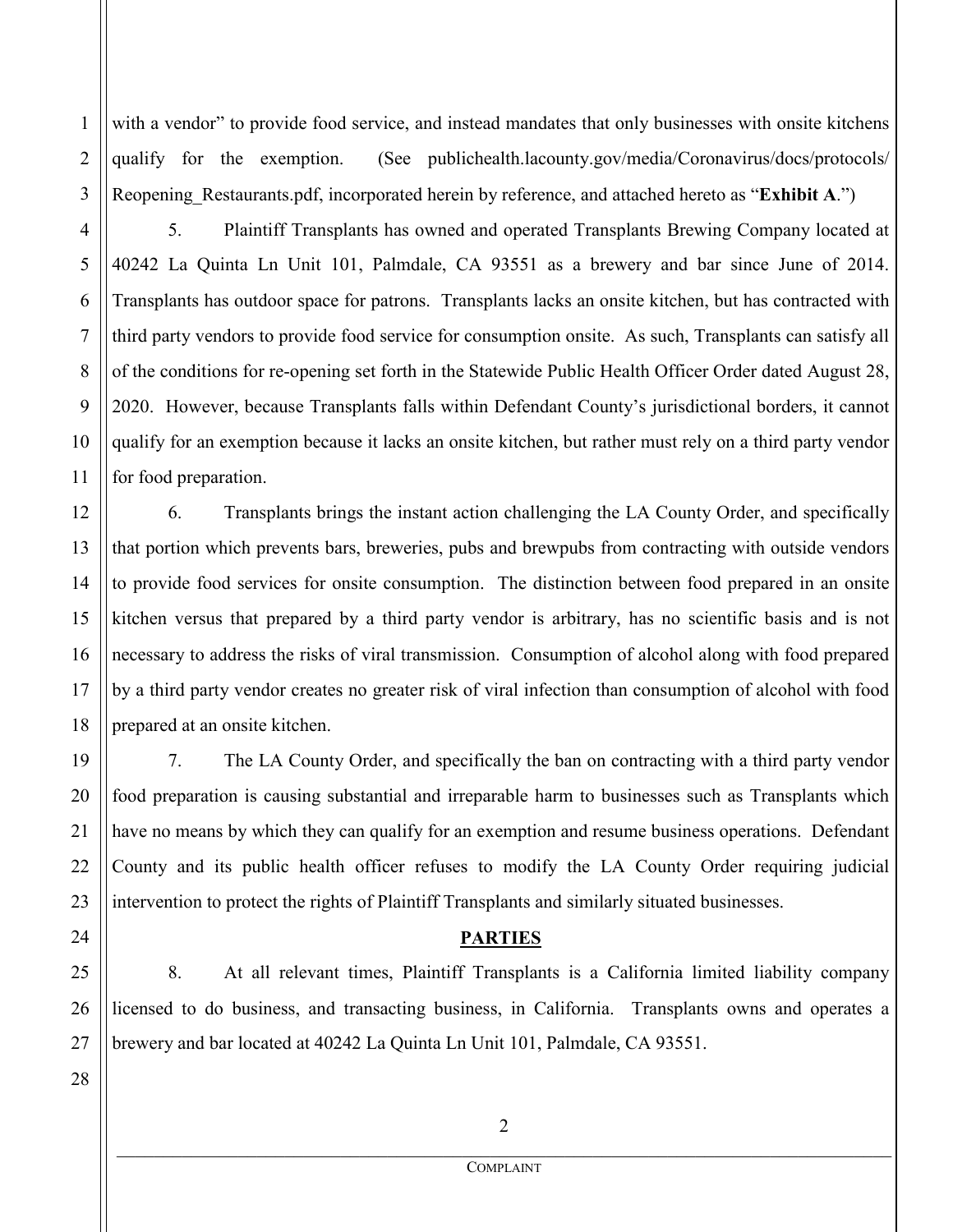with a vendor" to provide food service, and instead mandates that only businesses with onsite kitchens qualify for the exemption. (See publichealth.lacounty.gov/media/Coronavirus/docs/protocols/Reopening_Restaurants.pdf, incorporated herein by reference, and attached hereto as "**Exhibit A**.")

5. Plaintiff Transplants has owned and operated Transplants Brewing Company located at 40242 La Quinta Ln Unit 101, Palmdale, CA 93551 as a brewery and bar since June of 2014. Transplants has outdoor space for patrons. Transplants lacks an onsite kitchen, but has contracted with third party vendors to provide food service for consumption onsite. As such, Transplants can satisfy all of the conditions for re-opening set forth in the Statewide Public Health Officer Order dated August 28, 2020. However, because Transplants falls within Defendant County's jurisdictional borders, it cannot qualify for an exemption because it lacks an onsite kitchen, but rather must rely on a third party vendor for food preparation.

6. Transplants brings the instant action challenging the LA County Order, and specifically that portion which prevents bars, breweries, pubs and brewpubs from contracting with outside vendors to provide food services for onsite consumption. The distinction between food prepared in an onsite kitchen versus that prepared by a third party vendor is arbitrary, has no scientific basis and is not necessary to address the risks of viral transmission. Consumption of alcohol along with food prepared by a third party vendor creates no greater risk of viral infection than consumption of alcohol with food prepared at an onsite kitchen.

7. The LA County Order, and specifically the ban on contracting with a third party vendor food preparation is causing substantial and irreparable harm to businesses such as Transplants which have no means by which they can qualify for an exemption and resume business operations. Defendant County and its public health officer refuses to modify the LA County Order requiring judicial intervention to protect the rights of Plaintiff Transplants and similarly situated businesses.

## PARTIES

8. At all relevant times, Plaintiff Transplants is a California limited liability company licensed to do business, and transacting business, in California. Transplants owns and operates a brewery and bar located at 40242 La Quinta Ln Unit 101, Palmdale, CA 93551.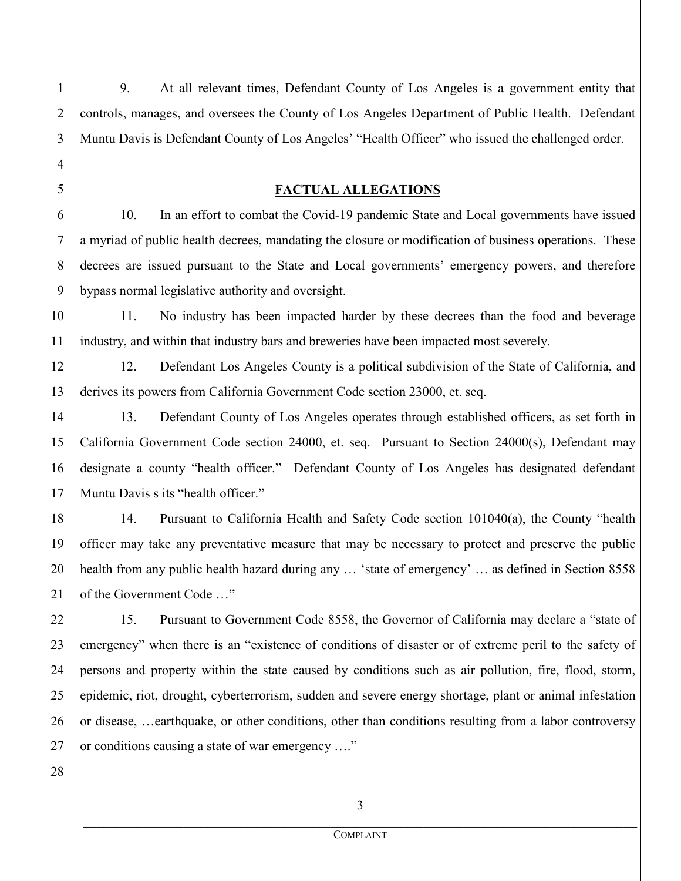9. At all relevant times, Defendant County of Los Angeles is a government entity that controls, manages, and oversees the County of Los Angeles Department of Public Health. Defendant Muntu Davis is Defendant County of Los Angeles' "Health Officer" who issued the challenged order.

## FACTUAL ALLEGATIONS

10. In an effort to combat the Covid-19 pandemic State and Local governments have issued a myriad of public health decrees, mandating the closure or modification of business operations. These decrees are issued pursuant to the State and Local governments' emergency powers, and therefore bypass normal legislative authority and oversight.

11. No industry has been impacted harder by these decrees than the food and beverage industry, and within that industry bars and breweries have been impacted most severely.

12. Defendant Los Angeles County is a political subdivision of the State of California, and derives its powers from California Government Code section 23000, et. seq.

13. Defendant County of Los Angeles operates through established officers, as set forth in California Government Code section 24000, et. seq. Pursuant to Section 24000(s), Defendant may designate a county "health officer." Defendant County of Los Angeles has designated defendant Muntu Davis s its "health officer."

14. Pursuant to California Health and Safety Code section 101040(a), the County "health officer may take any preventative measure that may be necessary to protect and preserve the public health from any public health hazard during any … 'state of emergency' … as defined in Section 8558 of the Government Code …"

15. Pursuant to Government Code 8558, the Governor of California may declare a "state of emergency" when there is an "existence of conditions of disaster or of extreme peril to the safety of persons and property within the state caused by conditions such as air pollution, fire, flood, storm, epidemic, riot, drought, cyberterrorism, sudden and severe energy shortage, plant or animal infestation or disease, …earthquake, or other conditions, other than conditions resulting from a labor controversy or conditions causing a state of war emergency …."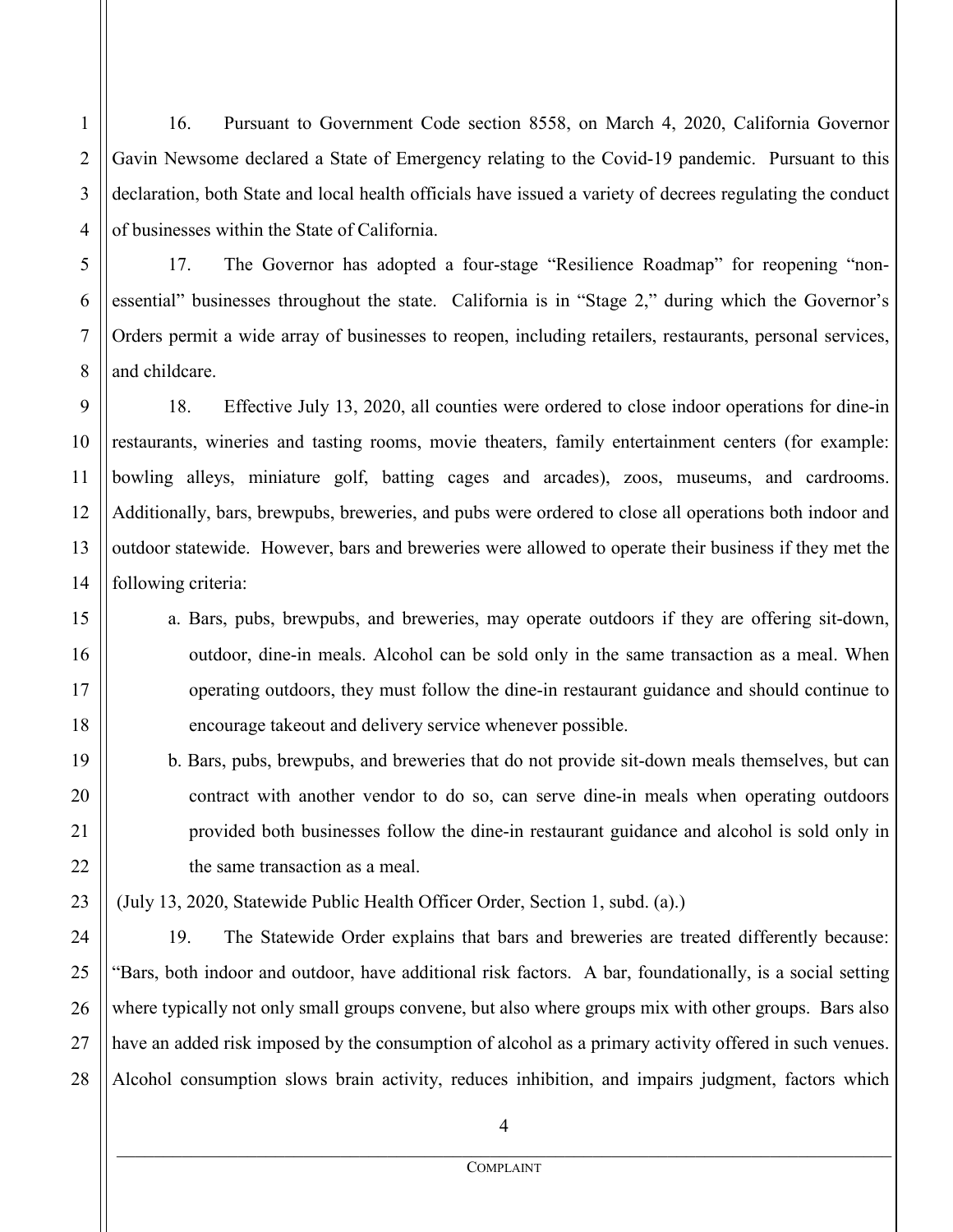16. Pursuant to Government Code section 8558, on March 4, 2020, California Governor Gavin Newsome declared a State of Emergency relating to the Covid-19 pandemic. Pursuant to this declaration, both State and local health officials have issued a variety of decrees regulating the conduct of businesses within the State of California.

17. The Governor has adopted a four-stage "Resilience Roadmap" for reopening "non-essential" businesses throughout the state. California is in "Stage 2," during which the Governor's Orders permit a wide array of businesses to reopen, including retailers, restaurants, personal services, and childcare.

18. Effective July 13, 2020, all counties were ordered to close indoor operations for dine-in restaurants, wineries and tasting rooms, movie theaters, family entertainment centers (for example: bowling alleys, miniature golf, batting cages and arcades), zoos, museums, and cardrooms. Additionally, bars, brewpubs, breweries, and pubs were ordered to close all operations both indoor and outdoor statewide. However, bars and breweries were allowed to operate their business if they met the following criteria:

a. Bars, pubs, brewpubs, and breweries, may operate outdoors if they are offering sit-down, outdoor, dine-in meals. Alcohol can be sold only in the same transaction as a meal. When operating outdoors, they must follow the dine-in restaurant guidance and should continue to encourage takeout and delivery service whenever possible.

b. Bars, pubs, brewpubs, and breweries that do not provide sit-down meals themselves, but can contract with another vendor to do so, can serve dine-in meals when operating outdoors provided both businesses follow the dine-in restaurant guidance and alcohol is sold only in the same transaction as a meal.

(July 13, 2020, Statewide Public Health Officer Order, Section 1, subd. (a).)

19. The Statewide Order explains that bars and breweries are treated differently because: "Bars, both indoor and outdoor, have additional risk factors. A bar, foundationally, is a social setting where typically not only small groups convene, but also where groups mix with other groups. Bars also have an added risk imposed by the consumption of alcohol as a primary activity offered in such venues. Alcohol consumption slows brain activity, reduces inhibition, and impairs judgment, factors which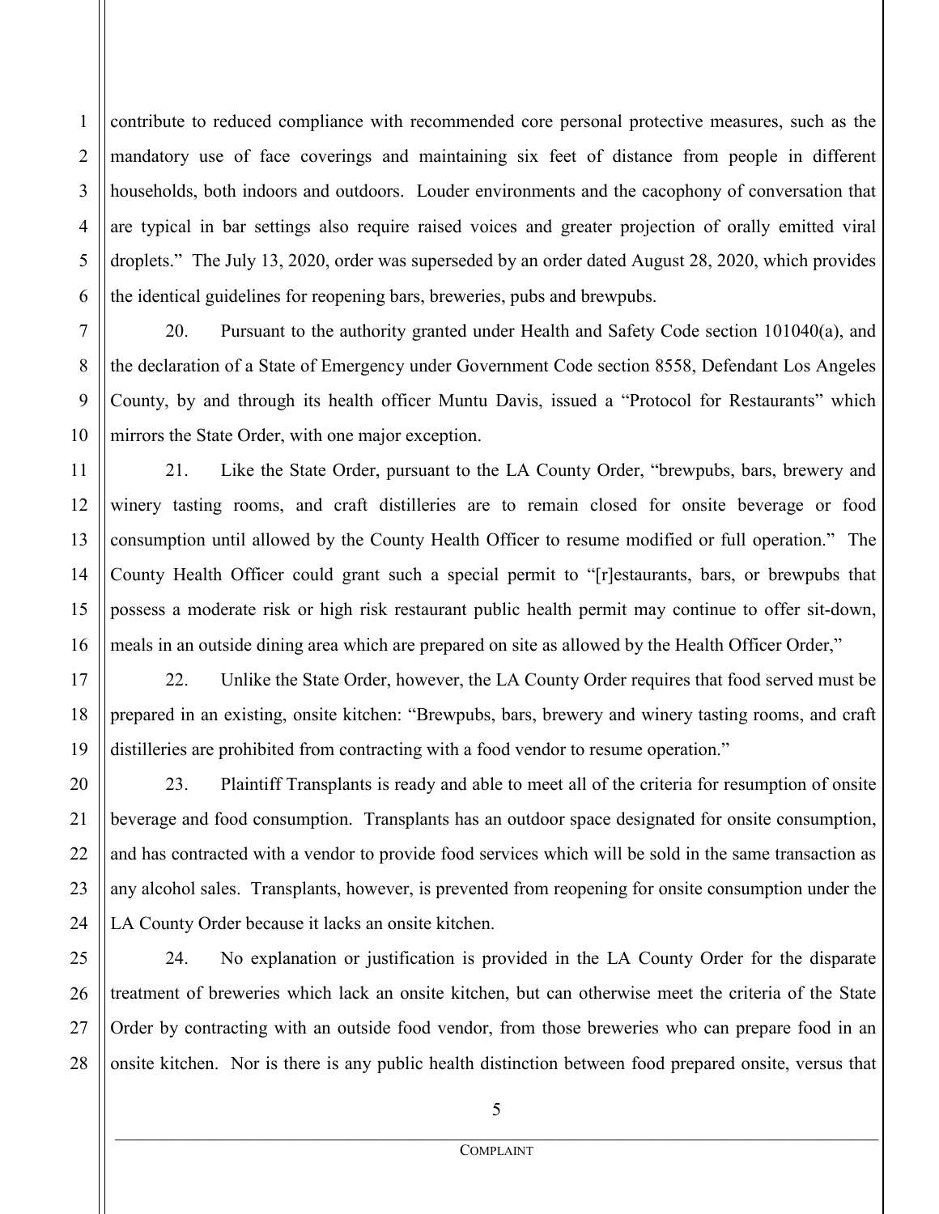contribute to reduced compliance with recommended core personal protective measures, such as the mandatory use of face coverings and maintaining six feet of distance from people in different households, both indoors and outdoors. Louder environments and the cacophony of conversation that are typical in bar settings also require raised voices and greater projection of orally emitted viral droplets." The July 13, 2020, order was superseded by an order dated August 28, 2020, which provides the identical guidelines for reopening bars, breweries, pubs and brewpubs.

20. Pursuant to the authority granted under Health and Safety Code section 101040(a), and the declaration of a State of Emergency under Government Code section 8558, Defendant Los Angeles County, by and through its health officer Muntu Davis, issued a "Protocol for Restaurants" which mirrors the State Order, with one major exception.

21. Like the State Order, pursuant to the LA County Order, "brewpubs, bars, brewery and winery tasting rooms, and craft distilleries are to remain closed for onsite beverage or food consumption until allowed by the County Health Officer to resume modified or full operation." The County Health Officer could grant such a special permit to "[r]estaurants, bars, or brewpubs that possess a moderate risk or high risk restaurant public health permit may continue to offer sit-down, meals in an outside dining area which are prepared on site as allowed by the Health Officer Order,"

22. Unlike the State Order, however, the LA County Order requires that food served must be prepared in an existing, onsite kitchen: "Brewpubs, bars, brewery and winery tasting rooms, and craft distilleries are prohibited from contracting with a food vendor to resume operation."

23. Plaintiff Transplants is ready and able to meet all of the criteria for resumption of onsite beverage and food consumption. Transplants has an outdoor space designated for onsite consumption, and has contracted with a vendor to provide food services which will be sold in the same transaction as any alcohol sales. Transplants, however, is prevented from reopening for onsite consumption under the LA County Order because it lacks an onsite kitchen.

24. No explanation or justification is provided in the LA County Order for the disparate treatment of breweries which lack an onsite kitchen, but can otherwise meet the criteria of the State Order by contracting with an outside food vendor, from those breweries who can prepare food in an onsite kitchen. Nor is there any public health distinction between food prepared onsite, versus that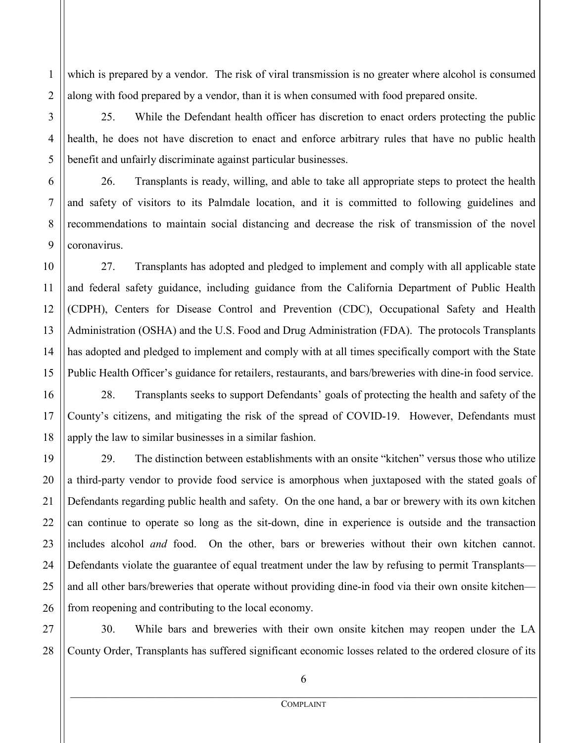which is prepared by a vendor. The risk of viral transmission is no greater where alcohol is consumed along with food prepared by a vendor, than it is when consumed with food prepared onsite.

25. While the Defendant health officer has discretion to enact orders protecting the public health, he does not have discretion to enact and enforce arbitrary rules that have no public health benefit and unfairly discriminate against particular businesses.

26. Transplants is ready, willing, and able to take all appropriate steps to protect the health and safety of visitors to its Palmdale location, and it is committed to following guidelines and recommendations to maintain social distancing and decrease the risk of transmission of the novel coronavirus.

27. Transplants has adopted and pledged to implement and comply with all applicable state and federal safety guidance, including guidance from the California Department of Public Health (CDPH), Centers for Disease Control and Prevention (CDC), Occupational Safety and Health Administration (OSHA) and the U.S. Food and Drug Administration (FDA). The protocols Transplants has adopted and pledged to implement and comply with at all times specifically comport with the State Public Health Officer's guidance for retailers, restaurants, and bars/breweries with dine-in food service.

28. Transplants seeks to support Defendants' goals of protecting the health and safety of the County's citizens, and mitigating the risk of the spread of COVID-19. However, Defendants must apply the law to similar businesses in a similar fashion.

29. The distinction between establishments with an onsite "kitchen" versus those who utilize a third-party vendor to provide food service is amorphous when juxtaposed with the stated goals of Defendants regarding public health and safety. On the one hand, a bar or brewery with its own kitchen can continue to operate so long as the sit-down, dine in experience is outside and the transaction includes alcohol *and* food. On the other, bars or breweries without their own kitchen cannot. Defendants violate the guarantee of equal treatment under the law by refusing to permit Transplants—and all other bars/breweries that operate without providing dine-in food via their own onsite kitchen—from reopening and contributing to the local economy.

30. While bars and breweries with their own onsite kitchen may reopen under the LA County Order, Transplants has suffered significant economic losses related to the ordered closure of its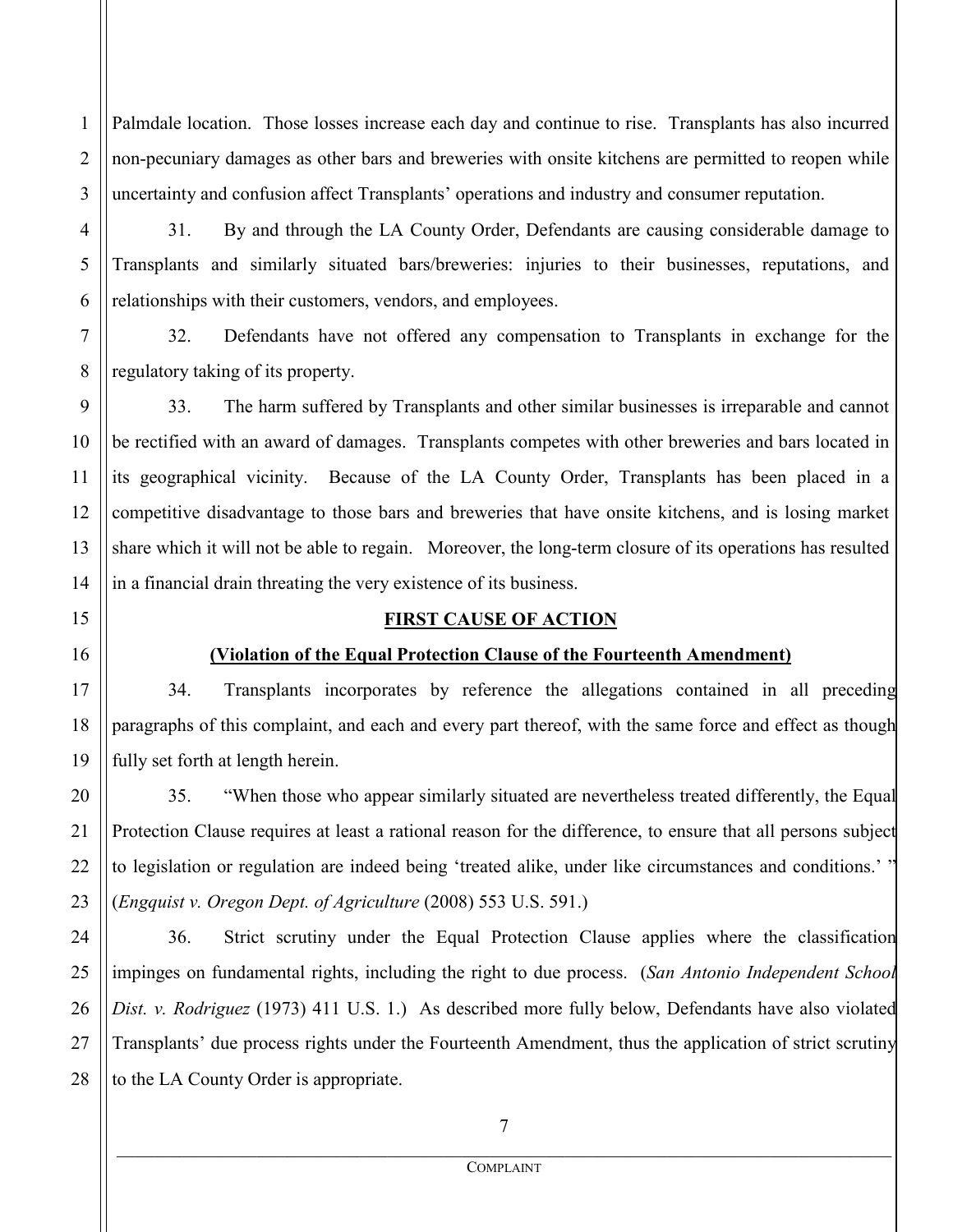Palmdale location. Those losses increase each day and continue to rise. Transplants has also incurred non-pecuniary damages as other bars and breweries with onsite kitchens are permitted to reopen while uncertainty and confusion affect Transplants' operations and industry and consumer reputation.

31. By and through the LA County Order, Defendants are causing considerable damage to Transplants and similarly situated bars/breweries: injuries to their businesses, reputations, and relationships with their customers, vendors, and employees.

32. Defendants have not offered any compensation to Transplants in exchange for the regulatory taking of its property.

33. The harm suffered by Transplants and other similar businesses is irreparable and cannot be rectified with an award of damages. Transplants competes with other breweries and bars located in its geographical vicinity. Because of the LA County Order, Transplants has been placed in a competitive disadvantage to those bars and breweries that have onsite kitchens, and is losing market share which it will not be able to regain. Moreover, the long-term closure of its operations has resulted in a financial drain threating the very existence of its business.

## FIRST CAUSE OF ACTION

### (Violation of the Equal Protection Clause of the Fourteenth Amendment)

34. Transplants incorporates by reference the allegations contained in all preceding paragraphs of this complaint, and each and every part thereof, with the same force and effect as though fully set forth at length herein.

35. "When those who appear similarly situated are nevertheless treated differently, the Equal Protection Clause requires at least a rational reason for the difference, to ensure that all persons subject to legislation or regulation are indeed being 'treated alike, under like circumstances and conditions.' " (*Engquist v. Oregon Dept. of Agriculture* (2008) 553 U.S. 591.)

36. Strict scrutiny under the Equal Protection Clause applies where the classification impinges on fundamental rights, including the right to due process. (*San Antonio Independent School Dist. v. Rodriguez* (1973) 411 U.S. 1.) As described more fully below, Defendants have also violated Transplants' due process rights under the Fourteenth Amendment, thus the application of strict scrutiny to the LA County Order is appropriate.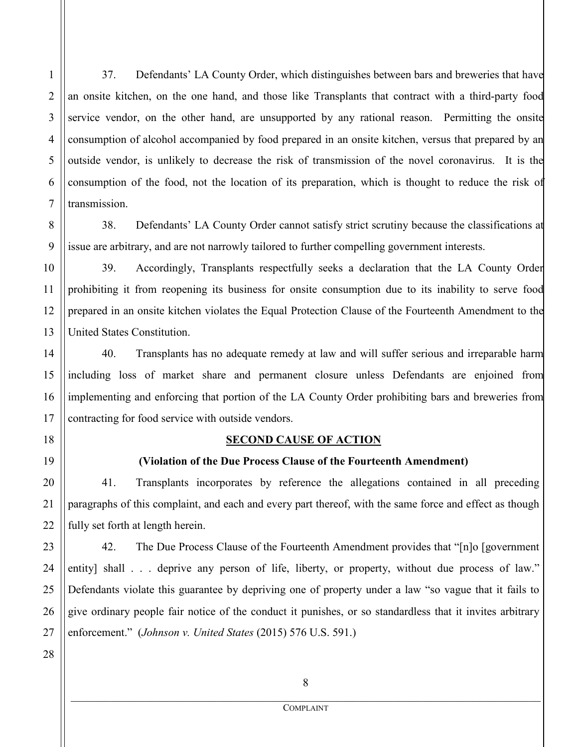37. Defendants' LA County Order, which distinguishes between bars and breweries that have an onsite kitchen, on the one hand, and those like Transplants that contract with a third-party food service vendor, on the other hand, are unsupported by any rational reason. Permitting the onsite consumption of alcohol accompanied by food prepared in an onsite kitchen, versus that prepared by an outside vendor, is unlikely to decrease the risk of transmission of the novel coronavirus. It is the consumption of the food, not the location of its preparation, which is thought to reduce the risk of transmission.

38. Defendants' LA County Order cannot satisfy strict scrutiny because the classifications at issue are arbitrary, and are not narrowly tailored to further compelling government interests.

39. Accordingly, Transplants respectfully seeks a declaration that the LA County Order prohibiting it from reopening its business for onsite consumption due to its inability to serve food prepared in an onsite kitchen violates the Equal Protection Clause of the Fourteenth Amendment to the United States Constitution.

40. Transplants has no adequate remedy at law and will suffer serious and irreparable harm including loss of market share and permanent closure unless Defendants are enjoined from implementing and enforcing that portion of the LA County Order prohibiting bars and breweries from contracting for food service with outside vendors.

## SECOND CAUSE OF ACTION

### (Violation of the Due Process Clause of the Fourteenth Amendment)

41. Transplants incorporates by reference the allegations contained in all preceding paragraphs of this complaint, and each and every part thereof, with the same force and effect as though fully set forth at length herein.

42. The Due Process Clause of the Fourteenth Amendment provides that "[n]o [government entity] shall . . . deprive any person of life, liberty, or property, without due process of law." Defendants violate this guarantee by depriving one of property under a law "so vague that it fails to give ordinary people fair notice of the conduct it punishes, or so standardless that it invites arbitrary enforcement." (*Johnson v. United States* (2015) 576 U.S. 591.)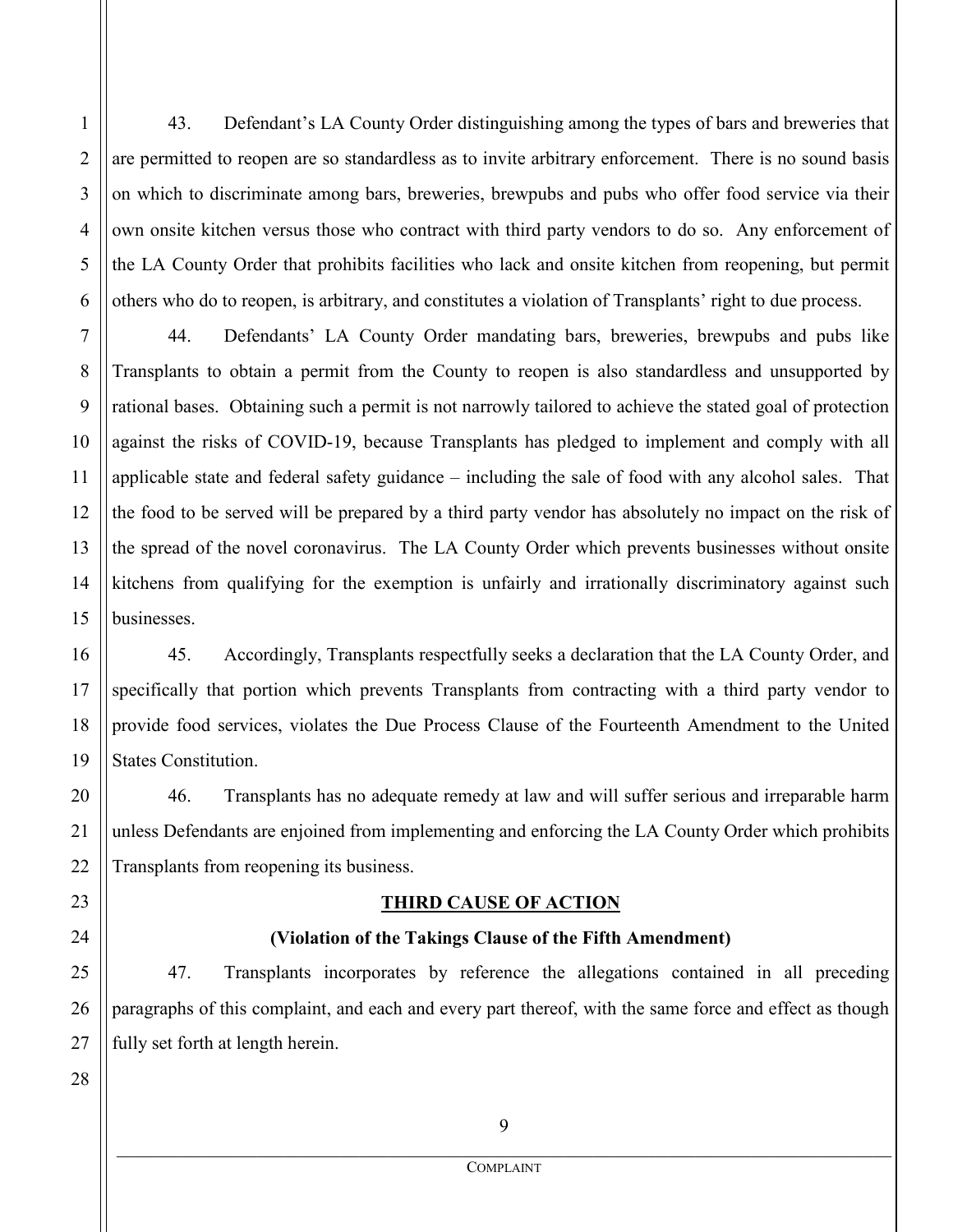43. Defendant's LA County Order distinguishing among the types of bars and breweries that are permitted to reopen are so standardless as to invite arbitrary enforcement. There is no sound basis on which to discriminate among bars, breweries, brewpubs and pubs who offer food service via their own onsite kitchen versus those who contract with third party vendors to do so. Any enforcement of the LA County Order that prohibits facilities who lack and onsite kitchen from reopening, but permit others who do to reopen, is arbitrary, and constitutes a violation of Transplants' right to due process.

44. Defendants' LA County Order mandating bars, breweries, brewpubs and pubs like Transplants to obtain a permit from the County to reopen is also standardless and unsupported by rational bases. Obtaining such a permit is not narrowly tailored to achieve the stated goal of protection against the risks of COVID-19, because Transplants has pledged to implement and comply with all applicable state and federal safety guidance – including the sale of food with any alcohol sales. That the food to be served will be prepared by a third party vendor has absolutely no impact on the risk of the spread of the novel coronavirus. The LA County Order which prevents businesses without onsite kitchens from qualifying for the exemption is unfairly and irrationally discriminatory against such businesses.

45. Accordingly, Transplants respectfully seeks a declaration that the LA County Order, and specifically that portion which prevents Transplants from contracting with a third party vendor to provide food services, violates the Due Process Clause of the Fourteenth Amendment to the United States Constitution.

46. Transplants has no adequate remedy at law and will suffer serious and irreparable harm unless Defendants are enjoined from implementing and enforcing the LA County Order which prohibits Transplants from reopening its business.

**THIRD CAUSE OF ACTION**

**(Violation of the Takings Clause of the Fifth Amendment)**

47. Transplants incorporates by reference the allegations contained in all preceding paragraphs of this complaint, and each and every part thereof, with the same force and effect as though fully set forth at length herein.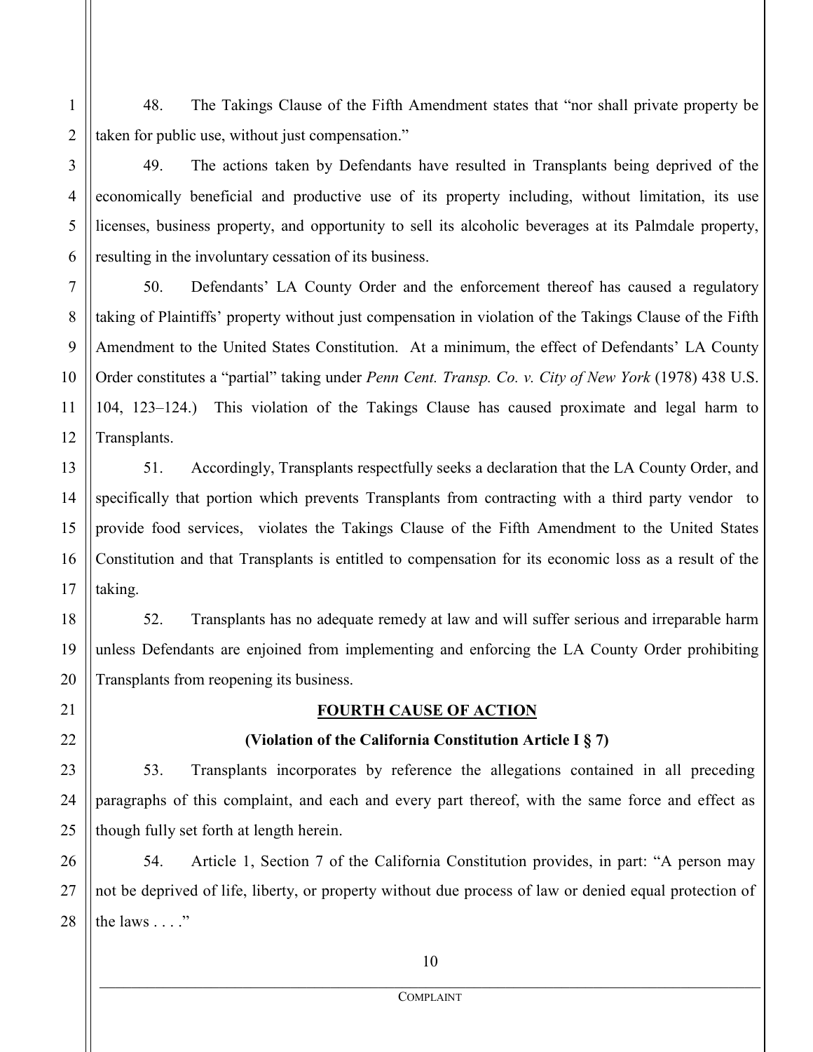48. The Takings Clause of the Fifth Amendment states that "nor shall private property be taken for public use, without just compensation."

49. The actions taken by Defendants have resulted in Transplants being deprived of the economically beneficial and productive use of its property including, without limitation, its use licenses, business property, and opportunity to sell its alcoholic beverages at its Palmdale property, resulting in the involuntary cessation of its business.

50. Defendants' LA County Order and the enforcement thereof has caused a regulatory taking of Plaintiffs' property without just compensation in violation of the Takings Clause of the Fifth Amendment to the United States Constitution. At a minimum, the effect of Defendants' LA County Order constitutes a "partial" taking under *Penn Cent. Transp. Co. v. City of New York* (1978) 438 U.S. 104, 123–124.) This violation of the Takings Clause has caused proximate and legal harm to Transplants.

51. Accordingly, Transplants respectfully seeks a declaration that the LA County Order, and specifically that portion which prevents Transplants from contracting with a third party vendor to provide food services, violates the Takings Clause of the Fifth Amendment to the United States Constitution and that Transplants is entitled to compensation for its economic loss as a result of the taking.

52. Transplants has no adequate remedy at law and will suffer serious and irreparable harm unless Defendants are enjoined from implementing and enforcing the LA County Order prohibiting Transplants from reopening its business.

## FOURTH CAUSE OF ACTION

**(Violation of the California Constitution Article I § 7)**

53. Transplants incorporates by reference the allegations contained in all preceding paragraphs of this complaint, and each and every part thereof, with the same force and effect as though fully set forth at length herein.

54. Article 1, Section 7 of the California Constitution provides, in part: "A person may not be deprived of life, liberty, or property without due process of law or denied equal protection of the laws . . . ."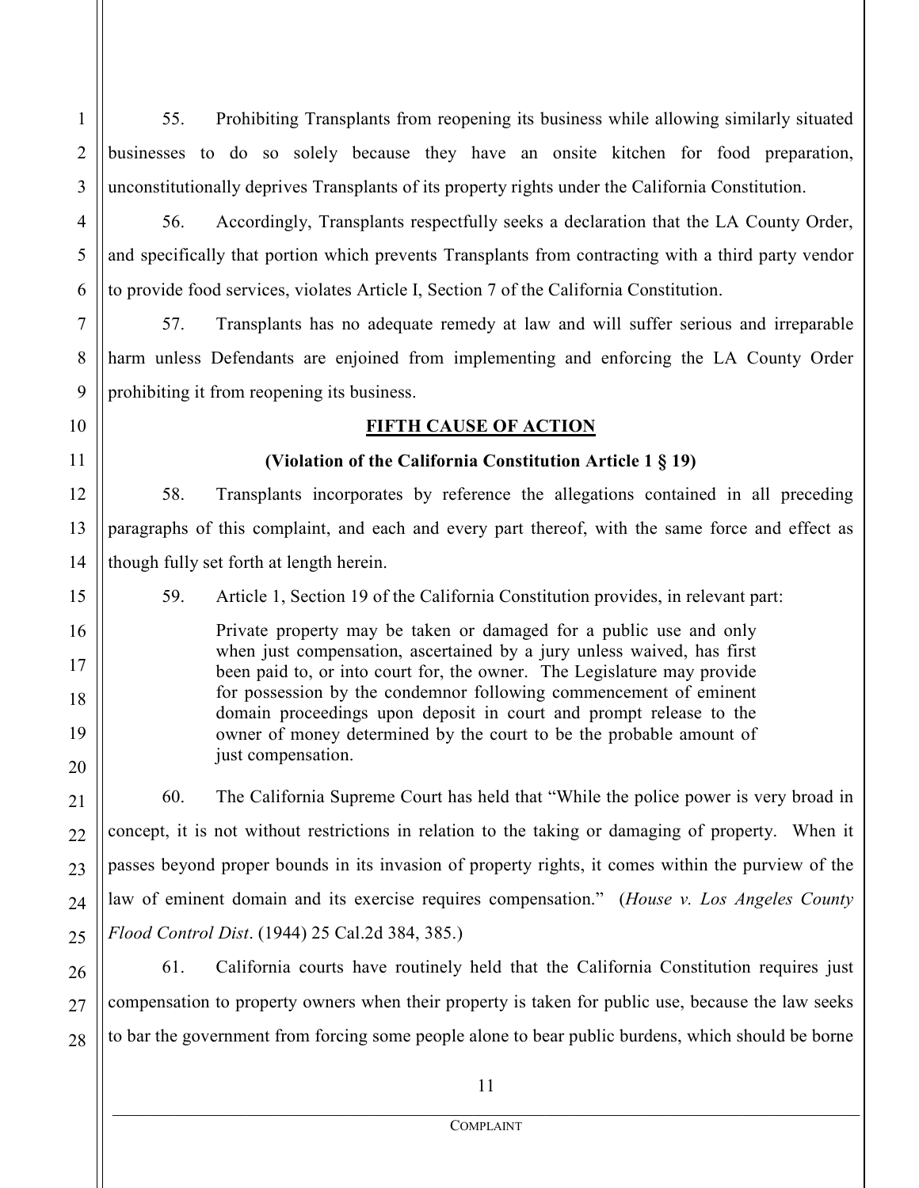55. Prohibiting Transplants from reopening its business while allowing similarly situated businesses to do so solely because they have an onsite kitchen for food preparation, unconstitutionally deprives Transplants of its property rights under the California Constitution.

56. Accordingly, Transplants respectfully seeks a declaration that the LA County Order, and specifically that portion which prevents Transplants from contracting with a third party vendor to provide food services, violates Article I, Section 7 of the California Constitution.

57. Transplants has no adequate remedy at law and will suffer serious and irreparable harm unless Defendants are enjoined from implementing and enforcing the LA County Order prohibiting it from reopening its business.

## FIFTH CAUSE OF ACTION

**(Violation of the California Constitution Article 1 § 19)**

58. Transplants incorporates by reference the allegations contained in all preceding paragraphs of this complaint, and each and every part thereof, with the same force and effect as though fully set forth at length herein.

59. Article 1, Section 19 of the California Constitution provides, in relevant part:

> Private property may be taken or damaged for a public use and only when just compensation, ascertained by a jury unless waived, has first been paid to, or into court for, the owner. The Legislature may provide for possession by the condemnor following commencement of eminent domain proceedings upon deposit in court and prompt release to the owner of money determined by the court to be the probable amount of just compensation.

60. The California Supreme Court has held that "While the police power is very broad in concept, it is not without restrictions in relation to the taking or damaging of property. When it passes beyond proper bounds in its invasion of property rights, it comes within the purview of the law of eminent domain and its exercise requires compensation." (*House v. Los Angeles County Flood Control Dist*. (1944) 25 Cal.2d 384, 385.)

61. California courts have routinely held that the California Constitution requires just compensation to property owners when their property is taken for public use, because the law seeks to bar the government from forcing some people alone to bear public burdens, which should be borne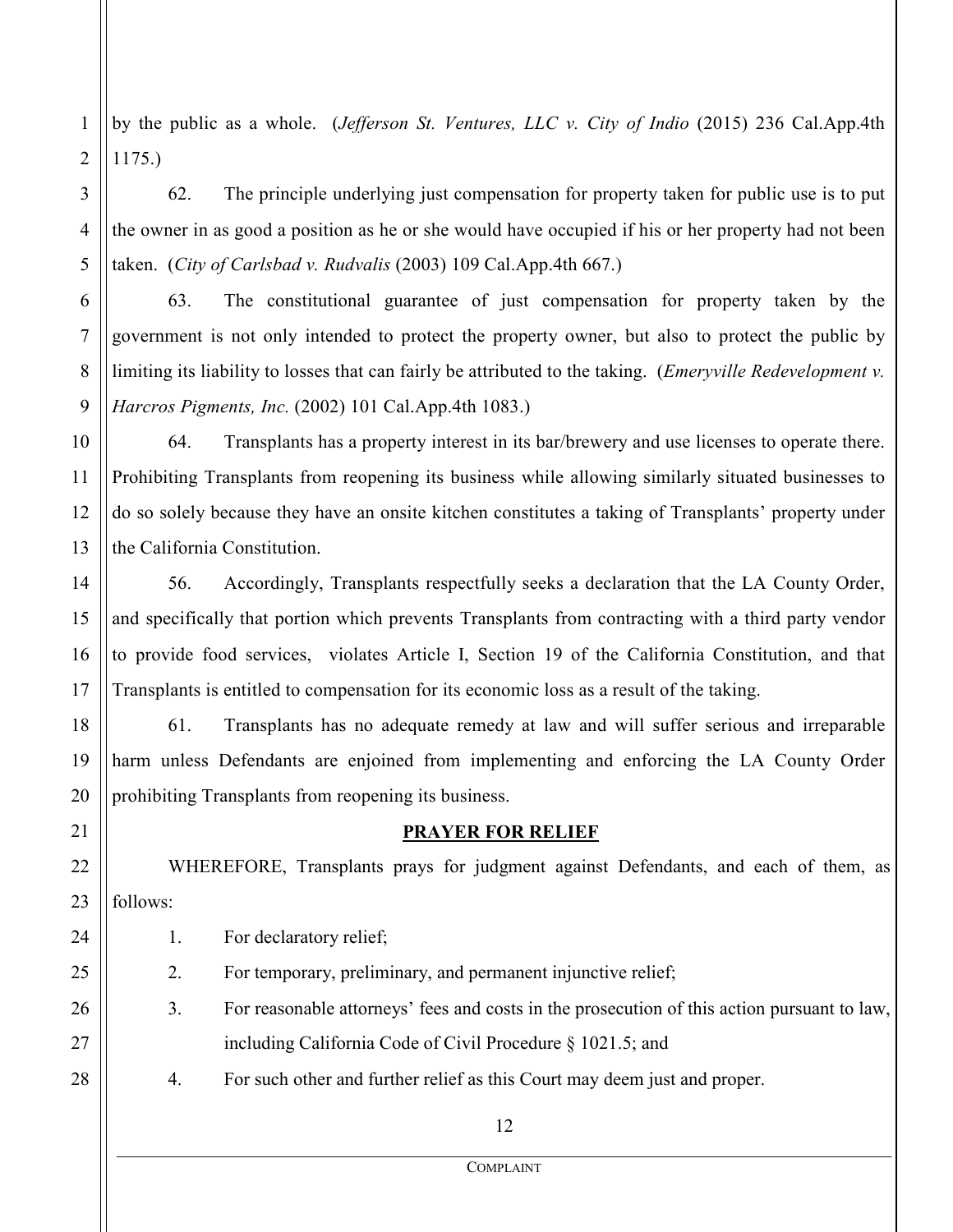by the public as a whole. (*Jefferson St. Ventures, LLC v. City of Indio* (2015) 236 Cal.App.4th 1175.)

62. The principle underlying just compensation for property taken for public use is to put the owner in as good a position as he or she would have occupied if his or her property had not been taken. (*City of Carlsbad v. Rudvalis* (2003) 109 Cal.App.4th 667.)

63. The constitutional guarantee of just compensation for property taken by the government is not only intended to protect the property owner, but also to protect the public by limiting its liability to losses that can fairly be attributed to the taking. (*Emeryville Redevelopment v. Harcros Pigments, Inc.* (2002) 101 Cal.App.4th 1083.)

64. Transplants has a property interest in its bar/brewery and use licenses to operate there. Prohibiting Transplants from reopening its business while allowing similarly situated businesses to do so solely because they have an onsite kitchen constitutes a taking of Transplants' property under the California Constitution.

56. Accordingly, Transplants respectfully seeks a declaration that the LA County Order, and specifically that portion which prevents Transplants from contracting with a third party vendor to provide food services, violates Article I, Section 19 of the California Constitution, and that Transplants is entitled to compensation for its economic loss as a result of the taking.

61. Transplants has no adequate remedy at law and will suffer serious and irreparable harm unless Defendants are enjoined from implementing and enforcing the LA County Order prohibiting Transplants from reopening its business.

**PRAYER FOR RELIEF**

WHEREFORE, Transplants prays for judgment against Defendants, and each of them, as follows:

1. For declaratory relief;
2. For temporary, preliminary, and permanent injunctive relief;
3. For reasonable attorneys' fees and costs in the prosecution of this action pursuant to law, including California Code of Civil Procedure § 1021.5; and
4. For such other and further relief as this Court may deem just and proper.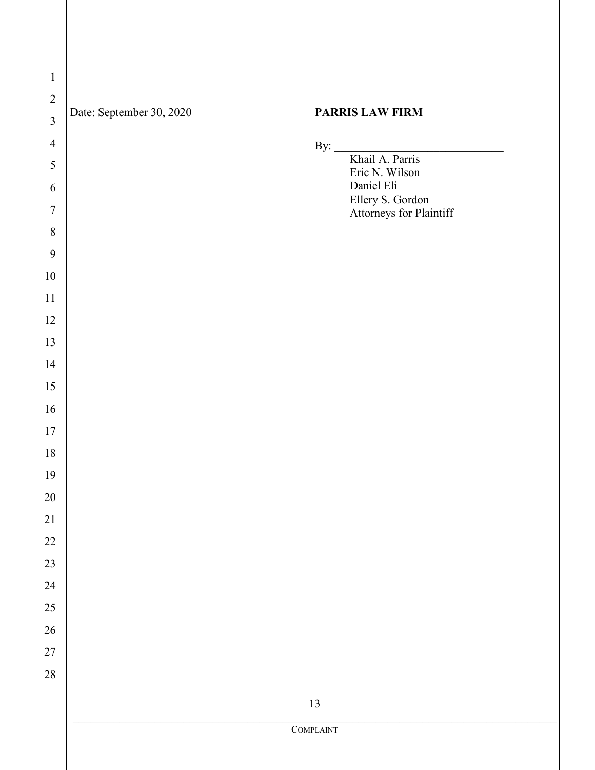Date: September 30, 2020

**PARRIS LAW FIRM**

By: \_\_\_\_\_\_\_\_\_\_\_\_\_\_\_\_\_\_\_\_\_\_\_\_\_\_\_\_

Khail A. Parris
Eric N. Wilson
Daniel Eli
Ellery S. Gordon
Attorneys for Plaintiff